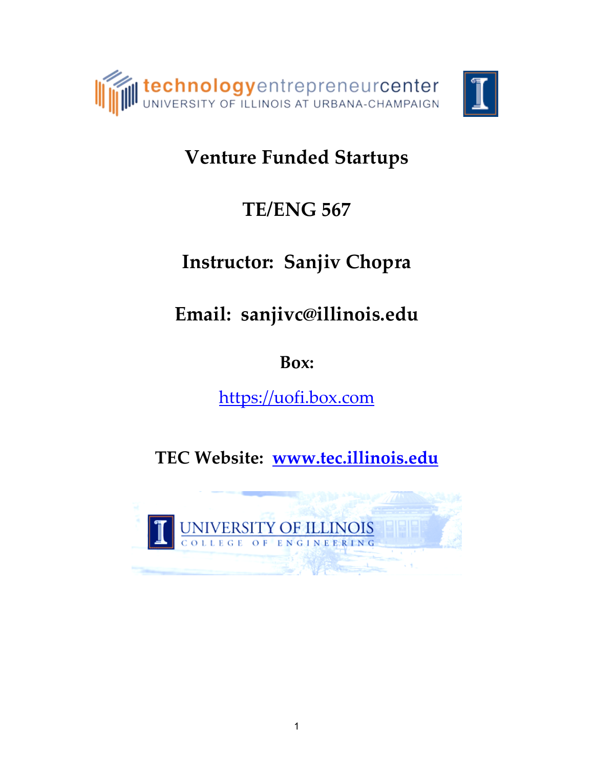# Venture Funded Startups

## TE/ENG 567

## Instructor: Sanjiv Chopra

## Email: sanjivc@illinois.edu

**Box:**

https://uofi.box.com

**TEC Website: www.tec.illinois.edu**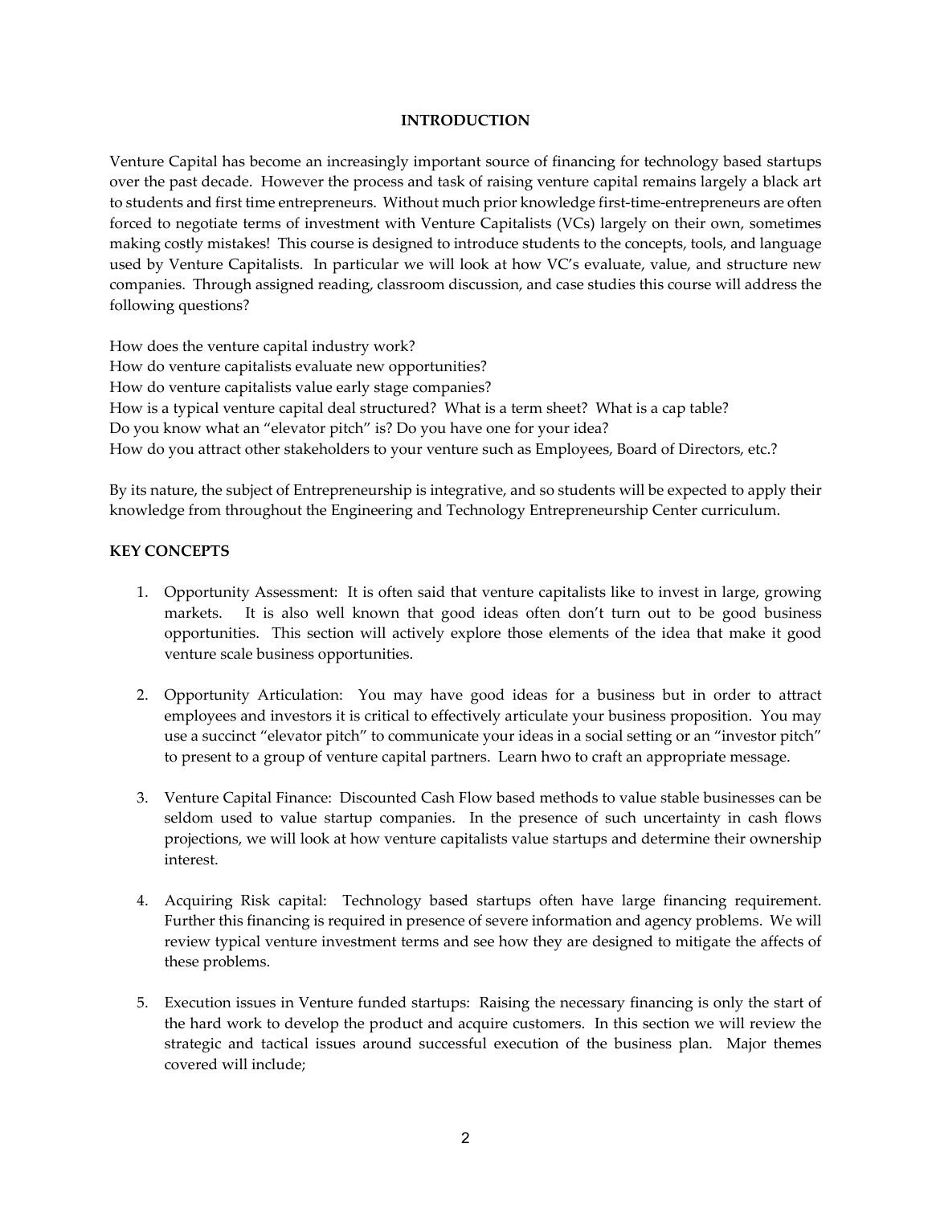## INTRODUCTION

Venture Capital has become an increasingly important source of financing for technology based startups over the past decade. However the process and task of raising venture capital remains largely a black art to students and first time entrepreneurs. Without much prior knowledge first-time-entrepreneurs are often forced to negotiate terms of investment with Venture Capitalists (VCs) largely on their own, sometimes making costly mistakes! This course is designed to introduce students to the concepts, tools, and language used by Venture Capitalists. In particular we will look at how VC's evaluate, value, and structure new companies. Through assigned reading, classroom discussion, and case studies this course will address the following questions?

How does the venture capital industry work?
How do venture capitalists evaluate new opportunities?
How do venture capitalists value early stage companies?
How is a typical venture capital deal structured? What is a term sheet? What is a cap table?
Do you know what an "elevator pitch" is? Do you have one for your idea?
How do you attract other stakeholders to your venture such as Employees, Board of Directors, etc.?

By its nature, the subject of Entrepreneurship is integrative, and so students will be expected to apply their knowledge from throughout the Engineering and Technology Entrepreneurship Center curriculum.

## KEY CONCEPTS

1. Opportunity Assessment: It is often said that venture capitalists like to invest in large, growing markets. It is also well known that good ideas often don't turn out to be good business opportunities. This section will actively explore those elements of the idea that make it good venture scale business opportunities.

2. Opportunity Articulation: You may have good ideas for a business but in order to attract employees and investors it is critical to effectively articulate your business proposition. You may use a succinct "elevator pitch" to communicate your ideas in a social setting or an "investor pitch" to present to a group of venture capital partners. Learn hwo to craft an appropriate message.

3. Venture Capital Finance: Discounted Cash Flow based methods to value stable businesses can be seldom used to value startup companies. In the presence of such uncertainty in cash flows projections, we will look at how venture capitalists value startups and determine their ownership interest.

4. Acquiring Risk capital: Technology based startups often have large financing requirement. Further this financing is required in presence of severe information and agency problems. We will review typical venture investment terms and see how they are designed to mitigate the affects of these problems.

5. Execution issues in Venture funded startups: Raising the necessary financing is only the start of the hard work to develop the product and acquire customers. In this section we will review the strategic and tactical issues around successful execution of the business plan. Major themes covered will include;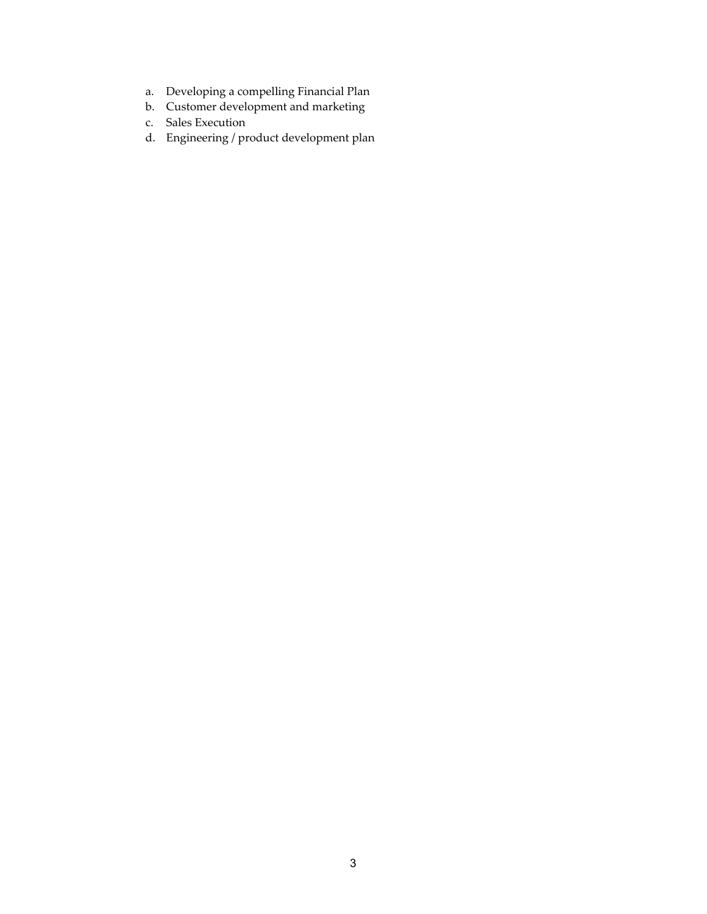a. Developing a compelling Financial Plan
b. Customer development and marketing
c. Sales Execution
d. Engineering / product development plan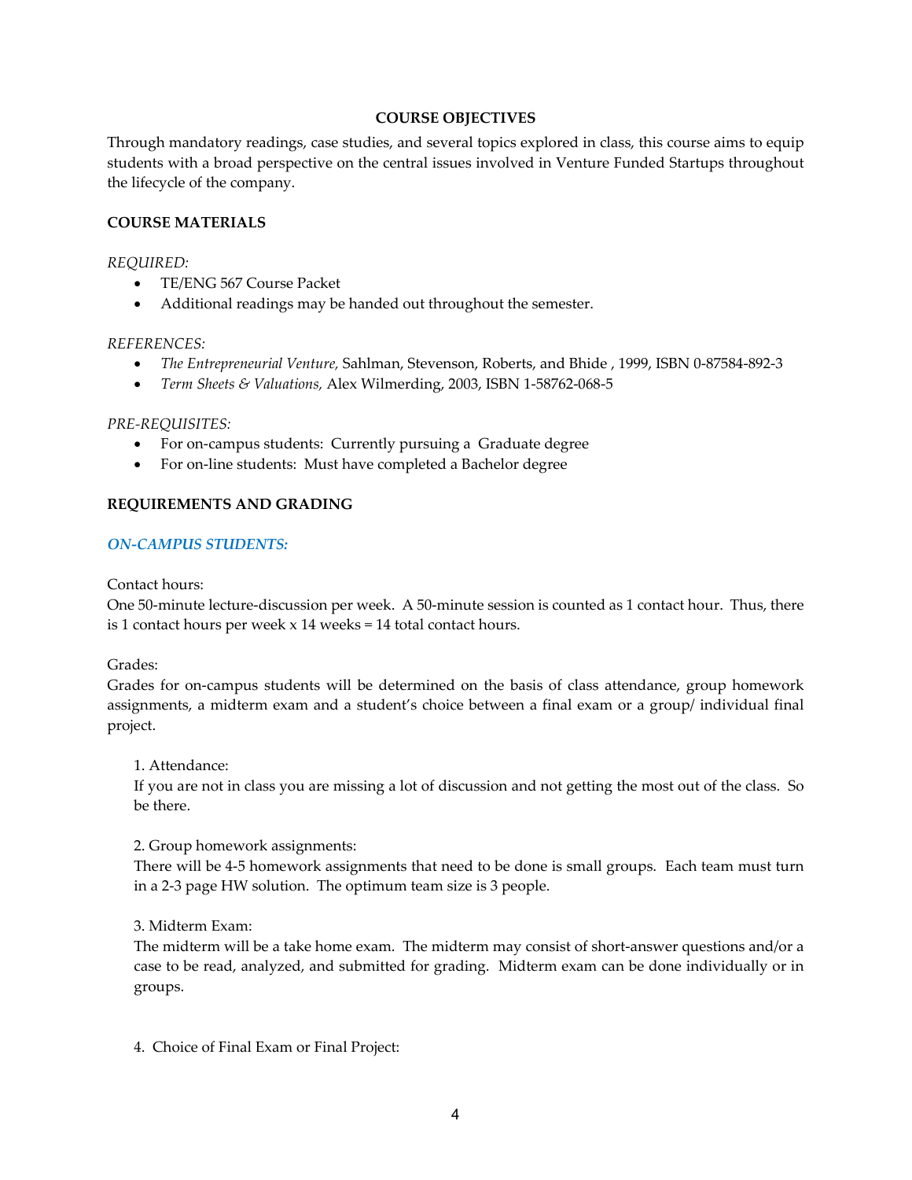## COURSE OBJECTIVES

Through mandatory readings, case studies, and several topics explored in class, this course aims to equip students with a broad perspective on the central issues involved in Venture Funded Startups throughout the lifecycle of the company.

### COURSE MATERIALS

*REQUIRED:*

- TE/ENG 567 Course Packet
- Additional readings may be handed out throughout the semester.

*REFERENCES:*

- *The Entrepreneurial Venture,* Sahlman, Stevenson, Roberts, and Bhide , 1999, ISBN 0-87584-892-3
- *Term Sheets & Valuations,* Alex Wilmerding, 2003, ISBN 1-58762-068-5

*PRE-REQUISITES:*

- For on-campus students: Currently pursuing a Graduate degree
- For on-line students: Must have completed a Bachelor degree

### REQUIREMENTS AND GRADING

***ON-CAMPUS STUDENTS:***

Contact hours:
One 50-minute lecture-discussion per week. A 50-minute session is counted as 1 contact hour. Thus, there is 1 contact hours per week x 14 weeks = 14 total contact hours.

Grades:
Grades for on-campus students will be determined on the basis of class attendance, group homework assignments, a midterm exam and a student's choice between a final exam or a group/ individual final project.

1. Attendance:
If you are not in class you are missing a lot of discussion and not getting the most out of the class. So be there.

2. Group homework assignments:
There will be 4-5 homework assignments that need to be done is small groups. Each team must turn in a 2-3 page HW solution. The optimum team size is 3 people.

3. Midterm Exam:
The midterm will be a take home exam. The midterm may consist of short-answer questions and/or a case to be read, analyzed, and submitted for grading. Midterm exam can be done individually or in groups.

4. Choice of Final Exam or Final Project: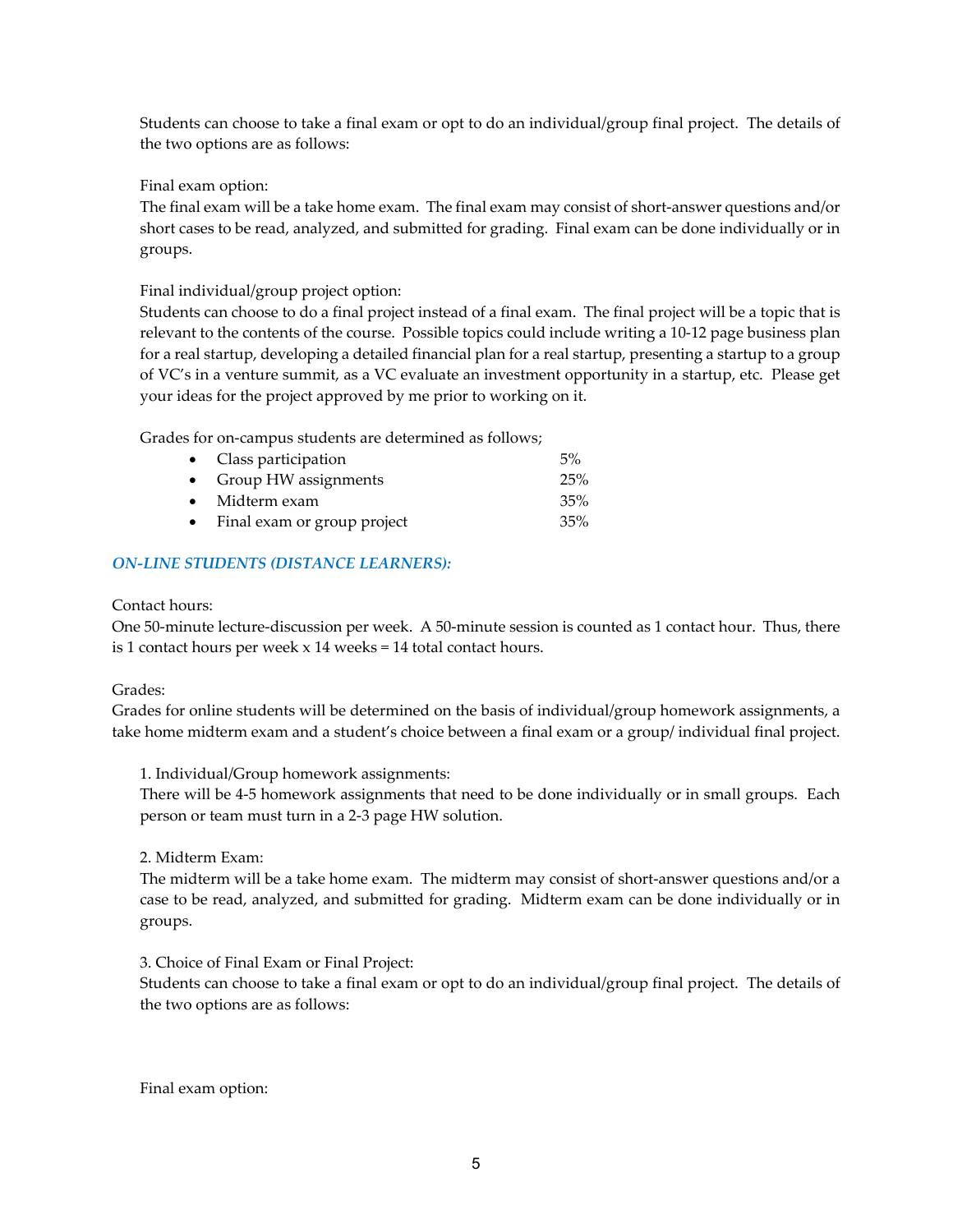Students can choose to take a final exam or opt to do an individual/group final project. The details of the two options are as follows:

Final exam option:
The final exam will be a take home exam. The final exam may consist of short-answer questions and/or short cases to be read, analyzed, and submitted for grading. Final exam can be done individually or in groups.

Final individual/group project option:
Students can choose to do a final project instead of a final exam. The final project will be a topic that is relevant to the contents of the course. Possible topics could include writing a 10-12 page business plan for a real startup, developing a detailed financial plan for a real startup, presenting a startup to a group of VC's in a venture summit, as a VC evaluate an investment opportunity in a startup, etc. Please get your ideas for the project approved by me prior to working on it.

Grades for on-campus students are determined as follows;

- Class participation 5%
- Group HW assignments 25%
- Midterm exam 35%
- Final exam or group project 35%

### *ON-LINE STUDENTS (DISTANCE LEARNERS):*

Contact hours:
One 50-minute lecture-discussion per week. A 50-minute session is counted as 1 contact hour. Thus, there is 1 contact hours per week x 14 weeks = 14 total contact hours.

Grades:
Grades for online students will be determined on the basis of individual/group homework assignments, a take home midterm exam and a student's choice between a final exam or a group/ individual final project.

1. Individual/Group homework assignments:
There will be 4-5 homework assignments that need to be done individually or in small groups. Each person or team must turn in a 2-3 page HW solution.

2. Midterm Exam:
The midterm will be a take home exam. The midterm may consist of short-answer questions and/or a case to be read, analyzed, and submitted for grading. Midterm exam can be done individually or in groups.

3. Choice of Final Exam or Final Project:
Students can choose to take a final exam or opt to do an individual/group final project. The details of the two options are as follows:

Final exam option: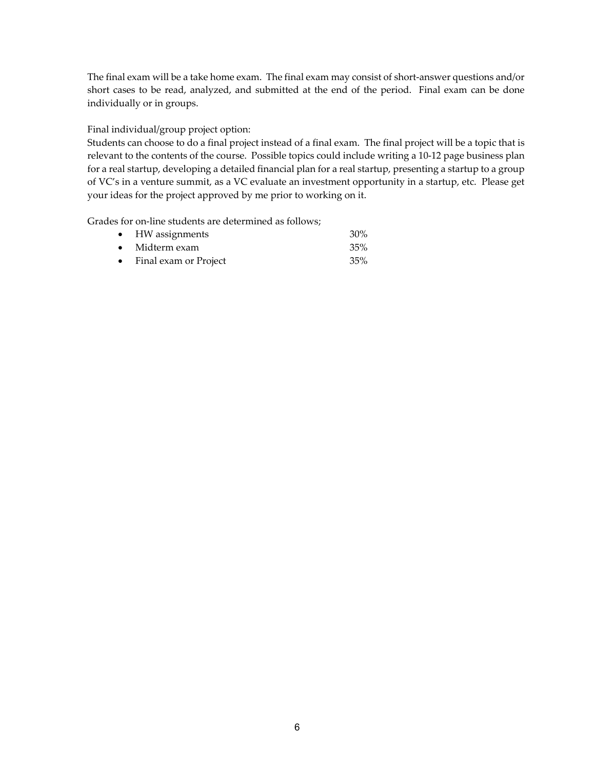The final exam will be a take home exam. The final exam may consist of short-answer questions and/or short cases to be read, analyzed, and submitted at the end of the period. Final exam can be done individually or in groups.

Final individual/group project option:

Students can choose to do a final project instead of a final exam. The final project will be a topic that is relevant to the contents of the course. Possible topics could include writing a 10-12 page business plan for a real startup, developing a detailed financial plan for a real startup, presenting a startup to a group of VC's in a venture summit, as a VC evaluate an investment opportunity in a startup, etc. Please get your ideas for the project approved by me prior to working on it.

Grades for on-line students are determined as follows;

- HW assignments 30%
- Midterm exam 35%
- Final exam or Project 35%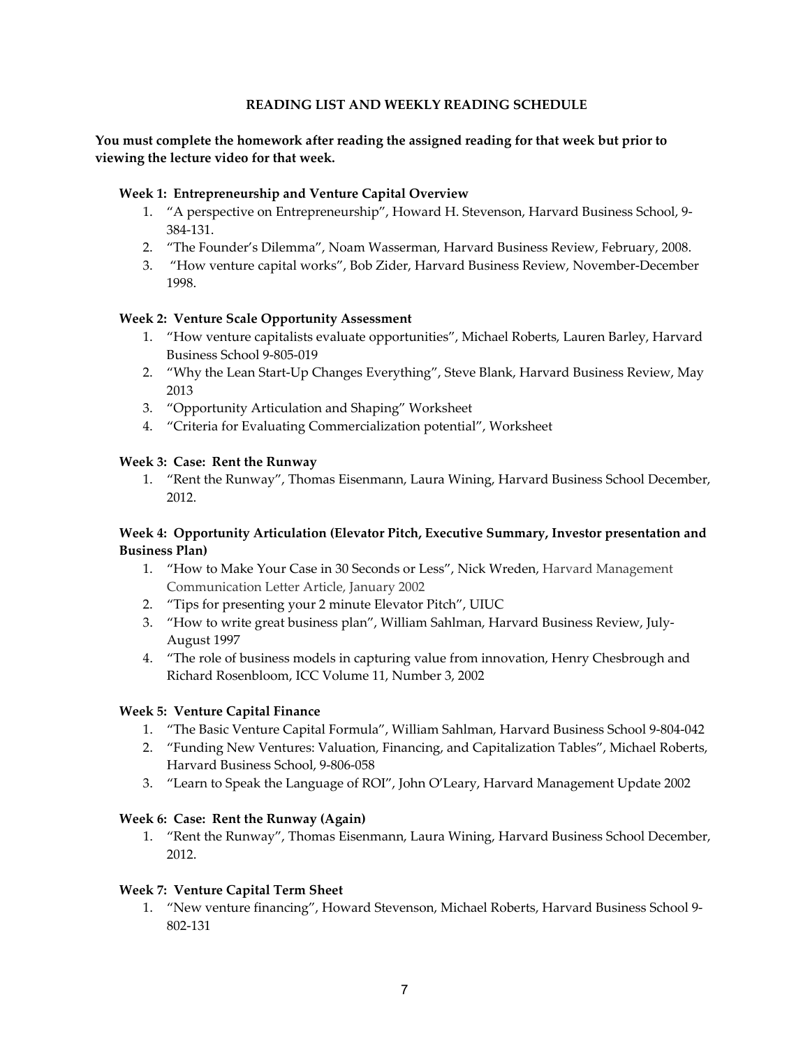### READING LIST AND WEEKLY READING SCHEDULE

**You must complete the homework after reading the assigned reading for that week but prior to viewing the lecture video for that week.**

**Week 1: Entrepreneurship and Venture Capital Overview**

1. "A perspective on Entrepreneurship", Howard H. Stevenson, Harvard Business School, 9-384-131.
2. "The Founder's Dilemma", Noam Wasserman, Harvard Business Review, February, 2008.
3. "How venture capital works", Bob Zider, Harvard Business Review, November-December 1998.

**Week 2: Venture Scale Opportunity Assessment**

1. "How venture capitalists evaluate opportunities", Michael Roberts, Lauren Barley, Harvard Business School 9-805-019
2. "Why the Lean Start-Up Changes Everything", Steve Blank, Harvard Business Review, May 2013
3. "Opportunity Articulation and Shaping" Worksheet
4. "Criteria for Evaluating Commercialization potential", Worksheet

**Week 3: Case: Rent the Runway**

1. "Rent the Runway", Thomas Eisenmann, Laura Wining, Harvard Business School December, 2012.

**Week 4: Opportunity Articulation (Elevator Pitch, Executive Summary, Investor presentation and Business Plan)**

1. "How to Make Your Case in 30 Seconds or Less", Nick Wreden, Harvard Management Communication Letter Article, January 2002
2. "Tips for presenting your 2 minute Elevator Pitch", UIUC
3. "How to write great business plan", William Sahlman, Harvard Business Review, July-August 1997
4. "The role of business models in capturing value from innovation, Henry Chesbrough and Richard Rosenbloom, ICC Volume 11, Number 3, 2002

**Week 5: Venture Capital Finance**

1. "The Basic Venture Capital Formula", William Sahlman, Harvard Business School 9-804-042
2. "Funding New Ventures: Valuation, Financing, and Capitalization Tables", Michael Roberts, Harvard Business School, 9-806-058
3. "Learn to Speak the Language of ROI", John O'Leary, Harvard Management Update 2002

**Week 6: Case: Rent the Runway (Again)**

1. "Rent the Runway", Thomas Eisenmann, Laura Wining, Harvard Business School December, 2012.

**Week 7: Venture Capital Term Sheet**

1. "New venture financing", Howard Stevenson, Michael Roberts, Harvard Business School 9-802-131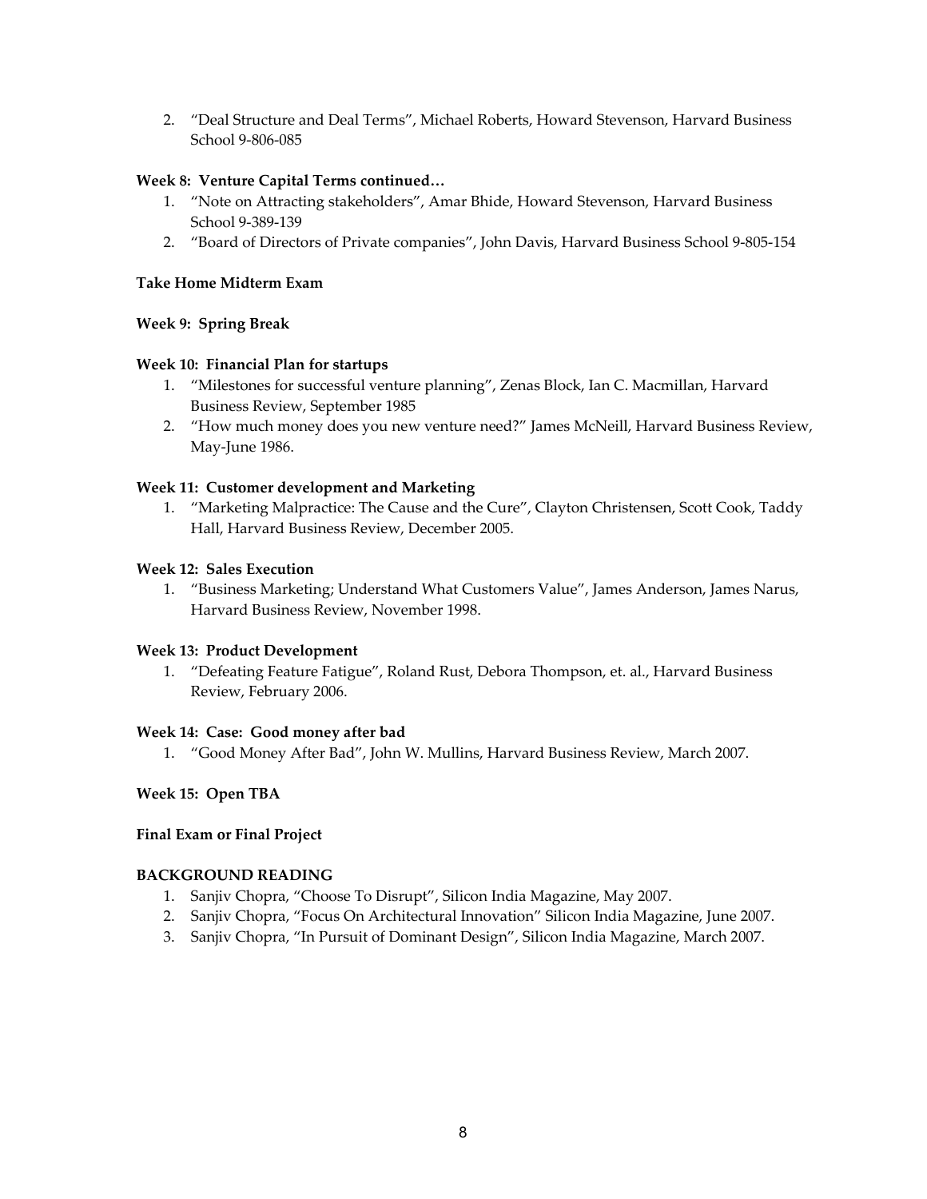2. "Deal Structure and Deal Terms", Michael Roberts, Howard Stevenson, Harvard Business School 9-806-085

**Week 8: Venture Capital Terms continued…**

1. "Note on Attracting stakeholders", Amar Bhide, Howard Stevenson, Harvard Business School 9-389-139
2. "Board of Directors of Private companies", John Davis, Harvard Business School 9-805-154

**Take Home Midterm Exam**

**Week 9: Spring Break**

**Week 10: Financial Plan for startups**

1. "Milestones for successful venture planning", Zenas Block, Ian C. Macmillan, Harvard Business Review, September 1985
2. "How much money does you new venture need?" James McNeill, Harvard Business Review, May-June 1986.

**Week 11: Customer development and Marketing**

1. "Marketing Malpractice: The Cause and the Cure", Clayton Christensen, Scott Cook, Taddy Hall, Harvard Business Review, December 2005.

**Week 12: Sales Execution**

1. "Business Marketing; Understand What Customers Value", James Anderson, James Narus, Harvard Business Review, November 1998.

**Week 13: Product Development**

1. "Defeating Feature Fatigue", Roland Rust, Debora Thompson, et. al., Harvard Business Review, February 2006.

**Week 14: Case: Good money after bad**

1. "Good Money After Bad", John W. Mullins, Harvard Business Review, March 2007.

**Week 15: Open TBA**

**Final Exam or Final Project**

**BACKGROUND READING**

1. Sanjiv Chopra, "Choose To Disrupt", Silicon India Magazine, May 2007.
2. Sanjiv Chopra, "Focus On Architectural Innovation" Silicon India Magazine, June 2007.
3. Sanjiv Chopra, "In Pursuit of Dominant Design", Silicon India Magazine, March 2007.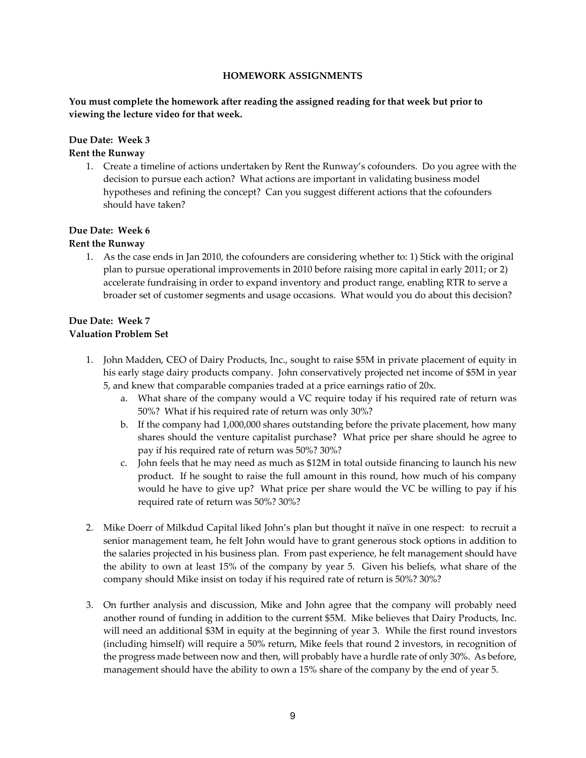## HOMEWORK ASSIGNMENTS

**You must complete the homework after reading the assigned reading for that week but prior to viewing the lecture video for that week.**

**Due Date: Week 3**
**Rent the Runway**

1. Create a timeline of actions undertaken by Rent the Runway's cofounders. Do you agree with the decision to pursue each action? What actions are important in validating business model hypotheses and refining the concept? Can you suggest different actions that the cofounders should have taken?

**Due Date: Week 6**
**Rent the Runway**

1. As the case ends in Jan 2010, the cofounders are considering whether to: 1) Stick with the original plan to pursue operational improvements in 2010 before raising more capital in early 2011; or 2) accelerate fundraising in order to expand inventory and product range, enabling RTR to serve a broader set of customer segments and usage occasions. What would you do about this decision?

**Due Date: Week 7**
**Valuation Problem Set**

1. John Madden, CEO of Dairy Products, Inc., sought to raise $5M in private placement of equity in his early stage dairy products company. John conservatively projected net income of $5M in year 5, and knew that comparable companies traded at a price earnings ratio of 20x.
   a. What share of the company would a VC require today if his required rate of return was 50%? What if his required rate of return was only 30%?
   b. If the company had 1,000,000 shares outstanding before the private placement, how many shares should the venture capitalist purchase? What price per share should he agree to pay if his required rate of return was 50%? 30%?
   c. John feels that he may need as much as $12M in total outside financing to launch his new product. If he sought to raise the full amount in this round, how much of his company would he have to give up? What price per share would the VC be willing to pay if his required rate of return was 50%? 30%?

2. Mike Doerr of Milkdud Capital liked John's plan but thought it naïve in one respect: to recruit a senior management team, he felt John would have to grant generous stock options in addition to the salaries projected in his business plan. From past experience, he felt management should have the ability to own at least 15% of the company by year 5. Given his beliefs, what share of the company should Mike insist on today if his required rate of return is 50%? 30%?

3. On further analysis and discussion, Mike and John agree that the company will probably need another round of funding in addition to the current $5M. Mike believes that Dairy Products, Inc. will need an additional $3M in equity at the beginning of year 3. While the first round investors (including himself) will require a 50% return, Mike feels that round 2 investors, in recognition of the progress made between now and then, will probably have a hurdle rate of only 30%. As before, management should have the ability to own a 15% share of the company by the end of year 5.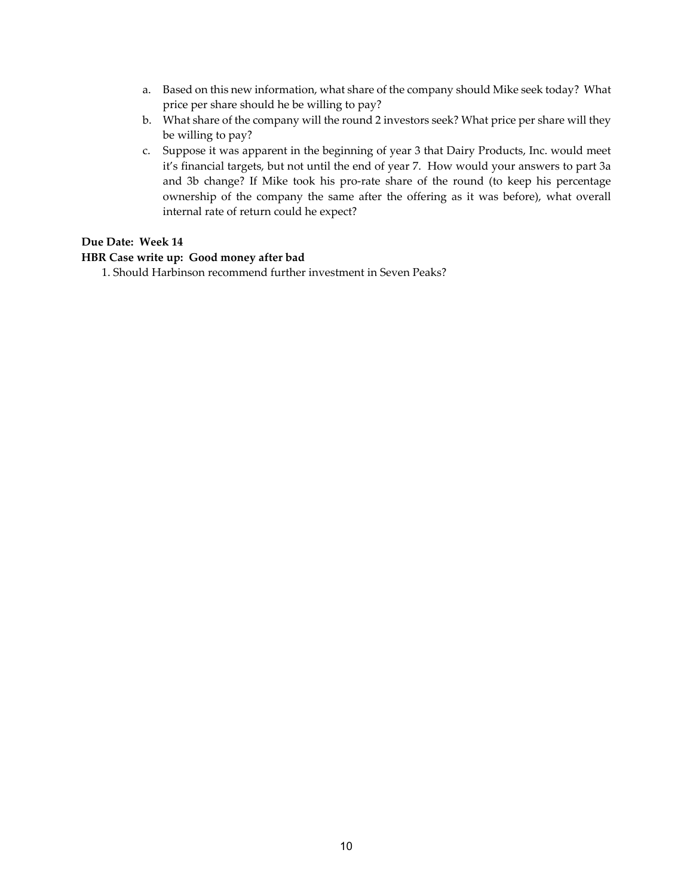a. Based on this new information, what share of the company should Mike seek today? What price per share should he be willing to pay?
b. What share of the company will the round 2 investors seek? What price per share will they be willing to pay?
c. Suppose it was apparent in the beginning of year 3 that Dairy Products, Inc. would meet it's financial targets, but not until the end of year 7. How would your answers to part 3a and 3b change? If Mike took his pro-rate share of the round (to keep his percentage ownership of the company the same after the offering as it was before), what overall internal rate of return could he expect?

**Due Date: Week 14**

**HBR Case write up: Good money after bad**

1. Should Harbinson recommend further investment in Seven Peaks?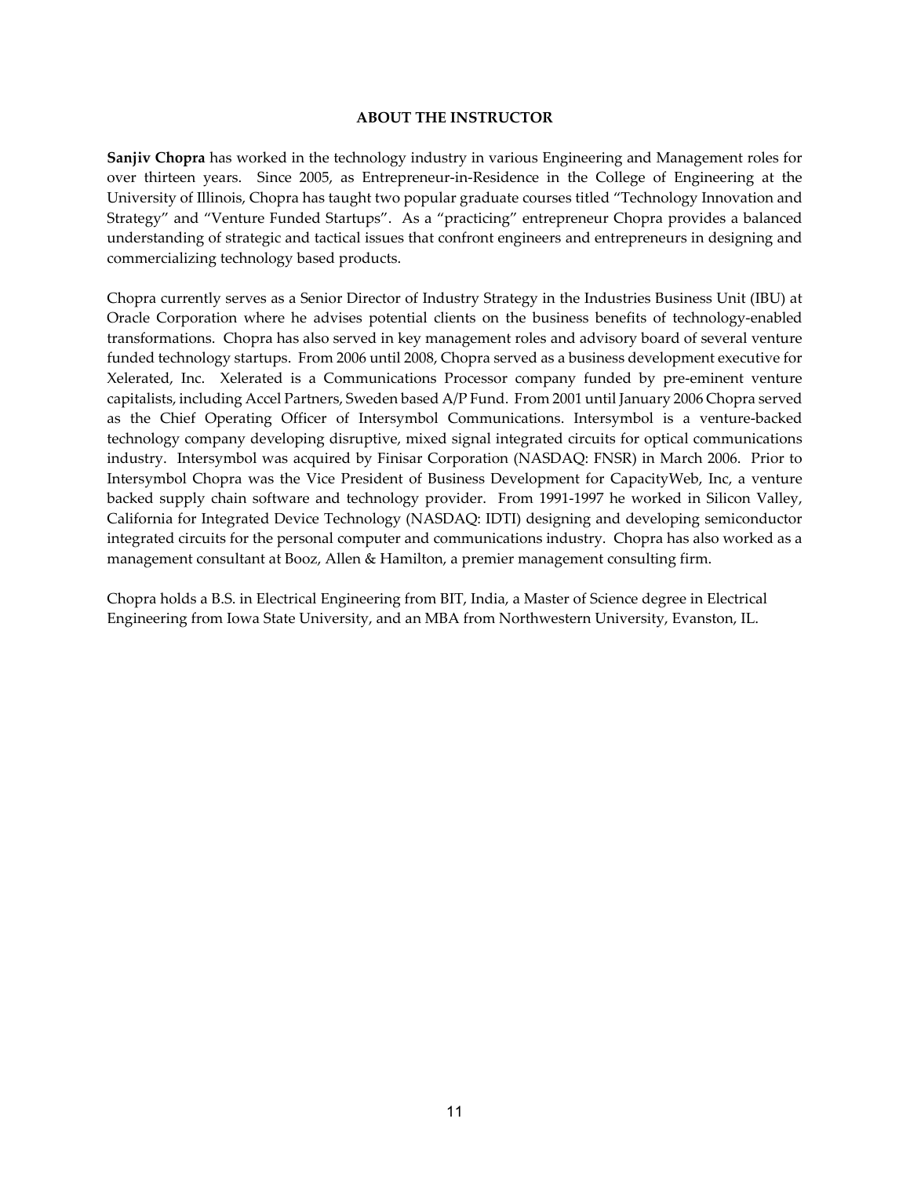## ABOUT THE INSTRUCTOR

**Sanjiv Chopra** has worked in the technology industry in various Engineering and Management roles for over thirteen years. Since 2005, as Entrepreneur-in-Residence in the College of Engineering at the University of Illinois, Chopra has taught two popular graduate courses titled "Technology Innovation and Strategy" and "Venture Funded Startups". As a "practicing" entrepreneur Chopra provides a balanced understanding of strategic and tactical issues that confront engineers and entrepreneurs in designing and commercializing technology based products.

Chopra currently serves as a Senior Director of Industry Strategy in the Industries Business Unit (IBU) at Oracle Corporation where he advises potential clients on the business benefits of technology-enabled transformations. Chopra has also served in key management roles and advisory board of several venture funded technology startups. From 2006 until 2008, Chopra served as a business development executive for Xelerated, Inc. Xelerated is a Communications Processor company funded by pre-eminent venture capitalists, including Accel Partners, Sweden based A/P Fund. From 2001 until January 2006 Chopra served as the Chief Operating Officer of Intersymbol Communications. Intersymbol is a venture-backed technology company developing disruptive, mixed signal integrated circuits for optical communications industry. Intersymbol was acquired by Finisar Corporation (NASDAQ: FNSR) in March 2006. Prior to Intersymbol Chopra was the Vice President of Business Development for CapacityWeb, Inc, a venture backed supply chain software and technology provider. From 1991-1997 he worked in Silicon Valley, California for Integrated Device Technology (NASDAQ: IDTI) designing and developing semiconductor integrated circuits for the personal computer and communications industry. Chopra has also worked as a management consultant at Booz, Allen & Hamilton, a premier management consulting firm.

Chopra holds a B.S. in Electrical Engineering from BIT, India, a Master of Science degree in Electrical Engineering from Iowa State University, and an MBA from Northwestern University, Evanston, IL.